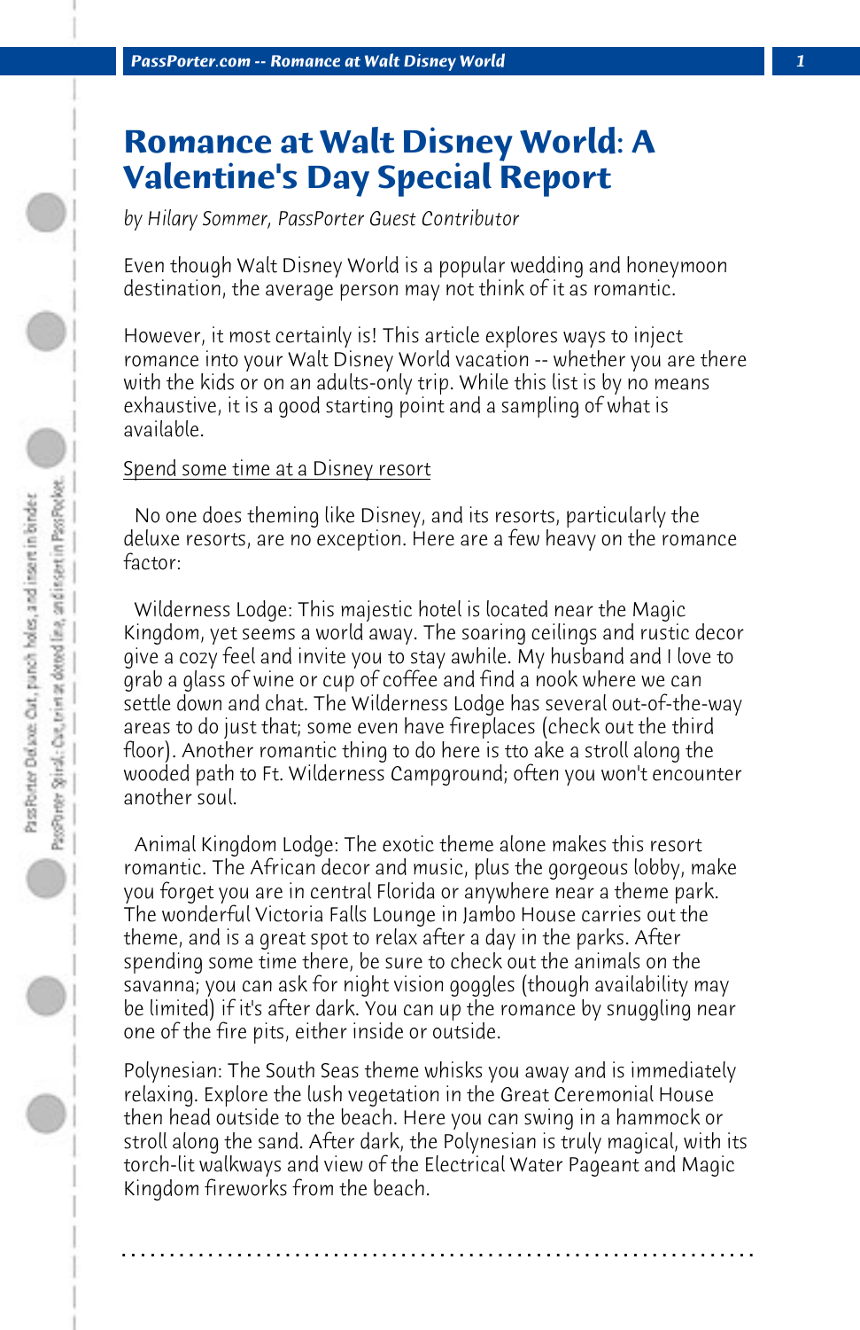# Romance at Walt Disney World: A Valentine's Day Special Report

*by Hilary Sommer, PassPorter Guest Contributor*

Even though Walt Disney World is a popular wedding and honeymoon destination, the average person may not think of it as romantic.

However, it most certainly is! This article explores ways to inject romance into your Walt Disney World vacation -- whether you are there with the kids or on an adults-only trip. While this list is by no means exhaustive, it is a good starting point and a sampling of what is available.

<u>Spend some time at a Disney resort</u>

No one does theming like Disney, and its resorts, particularly the deluxe resorts, are no exception. Here are a few heavy on the romance factor:

Wilderness Lodge: This majestic hotel is located near the Magic Kingdom, yet seems a world away. The soaring ceilings and rustic decor give a cozy feel and invite you to stay awhile. My husband and I love to grab a glass of wine or cup of coffee and find a nook where we can settle down and chat. The Wilderness Lodge has several out-of-the-way areas to do just that; some even have fireplaces (check out the third floor). Another romantic thing to do here is tto ake a stroll along the wooded path to Ft. Wilderness Campground; often you won't encounter another soul.

Animal Kingdom Lodge: The exotic theme alone makes this resort romantic. The African decor and music, plus the gorgeous lobby, make you forget you are in central Florida or anywhere near a theme park. The wonderful Victoria Falls Lounge in Jambo House carries out the theme, and is a great spot to relax after a day in the parks. After spending some time there, be sure to check out the animals on the savanna; you can ask for night vision goggles (though availability may be limited) if it's after dark. You can up the romance by snuggling near one of the fire pits, either inside or outside.

Polynesian: The South Seas theme whisks you away and is immediately relaxing. Explore the lush vegetation in the Great Ceremonial House then head outside to the beach. Here you can swing in a hammock or stroll along the sand. After dark, the Polynesian is truly magical, with its torch-lit walkways and view of the Electrical Water Pageant and Magic Kingdom fireworks from the beach.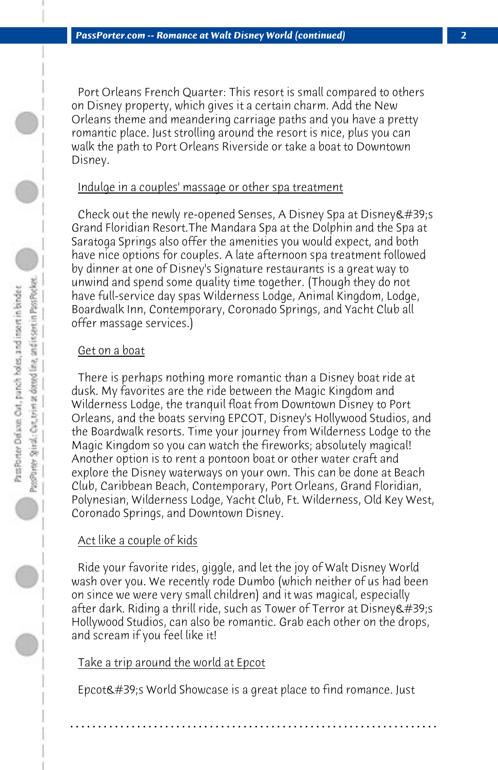Port Orleans French Quarter: This resort is small compared to others on Disney property, which gives it a certain charm. Add the New Orleans theme and meandering carriage paths and you have a pretty romantic place. Just strolling around the resort is nice, plus you can walk the path to Port Orleans Riverside or take a boat to Downtown Disney.

Indulge in a couples' massage or other spa treatment

Check out the newly re-opened Senses, A Disney Spa at Disney&#39;s Grand Floridian Resort.The Mandara Spa at the Dolphin and the Spa at Saratoga Springs also offer the amenities you would expect, and both have nice options for couples. A late afternoon spa treatment followed by dinner at one of Disney's Signature restaurants is a great way to unwind and spend some quality time together. (Though they do not have full-service day spas Wilderness Lodge, Animal Kingdom, Lodge, Boardwalk Inn, Contemporary, Coronado Springs, and Yacht Club all offer massage services.)

Get on a boat

There is perhaps nothing more romantic than a Disney boat ride at dusk. My favorites are the ride between the Magic Kingdom and Wilderness Lodge, the tranquil float from Downtown Disney to Port Orleans, and the boats serving EPCOT, Disney's Hollywood Studios, and the Boardwalk resorts. Time your journey from Wilderness Lodge to the Magic Kingdom so you can watch the fireworks; absolutely magical! Another option is to rent a pontoon boat or other water craft and explore the Disney waterways on your own. This can be done at Beach Club, Caribbean Beach, Contemporary, Port Orleans, Grand Floridian, Polynesian, Wilderness Lodge, Yacht Club, Ft. Wilderness, Old Key West, Coronado Springs, and Downtown Disney.

Act like a couple of kids

Ride your favorite rides, giggle, and let the joy of Walt Disney World wash over you. We recently rode Dumbo (which neither of us had been on since we were very small children) and it was magical, especially after dark. Riding a thrill ride, such as Tower of Terror at Disney&#39;s Hollywood Studios, can also be romantic. Grab each other on the drops, and scream if you feel like it!

Take a trip around the world at Epcot

Epcot&#39;s World Showcase is a great place to find romance. Just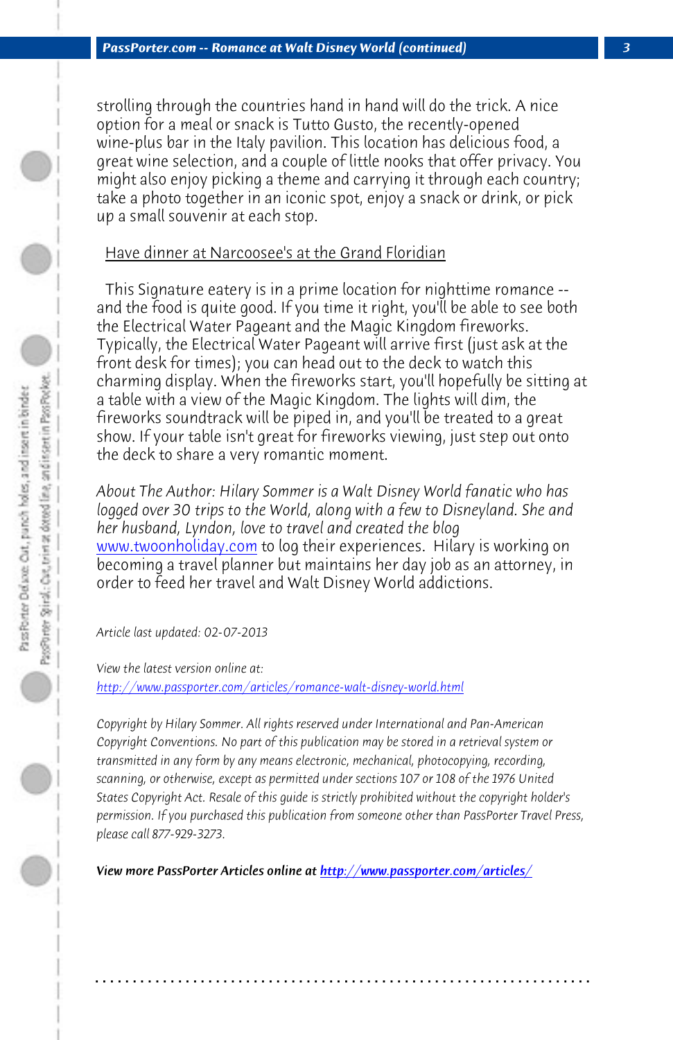strolling through the countries hand in hand will do the trick. A nice option for a meal or snack is Tutto Gusto, the recently-opened wine-plus bar in the Italy pavilion. This location has delicious food, a great wine selection, and a couple of little nooks that offer privacy. You might also enjoy picking a theme and carrying it through each country; take a photo together in an iconic spot, enjoy a snack or drink, or pick up a small souvenir at each stop.

Have dinner at Narcoosee's at the Grand Floridian

This Signature eatery is in a prime location for nighttime romance -- and the food is quite good. If you time it right, you'll be able to see both the Electrical Water Pageant and the Magic Kingdom fireworks. Typically, the Electrical Water Pageant will arrive first (just ask at the front desk for times); you can head out to the deck to watch this charming display. When the fireworks start, you'll hopefully be sitting at a table with a view of the Magic Kingdom. The lights will dim, the fireworks soundtrack will be piped in, and you'll be treated to a great show. If your table isn't great for fireworks viewing, just step out onto the deck to share a very romantic moment.

*About The Author: Hilary Sommer is a Walt Disney World fanatic who has logged over 30 trips to the World, along with a few to Disneyland. She and her husband, Lyndon, love to travel and created the blog* www.twoonholiday.com to log their experiences. Hilary is working on becoming a travel planner but maintains her day job as an attorney, in order to feed her travel and Walt Disney World addictions.

*Article last updated: 02-07-2013*

*View the latest version online at:*
*http://www.passporter.com/articles/romance-walt-disney-world.html*

*Copyright by Hilary Sommer. All rights reserved under International and Pan-American Copyright Conventions. No part of this publication may be stored in a retrieval system or transmitted in any form by any means electronic, mechanical, photocopying, recording, scanning, or otherwise, except as permitted under sections 107 or 108 of the 1976 United States Copyright Act. Resale of this guide is strictly prohibited without the copyright holder's permission. If you purchased this publication from someone other than PassPorter Travel Press, please call 877-929-3273.*

***View more PassPorter Articles online at http://www.passporter.com/articles/***